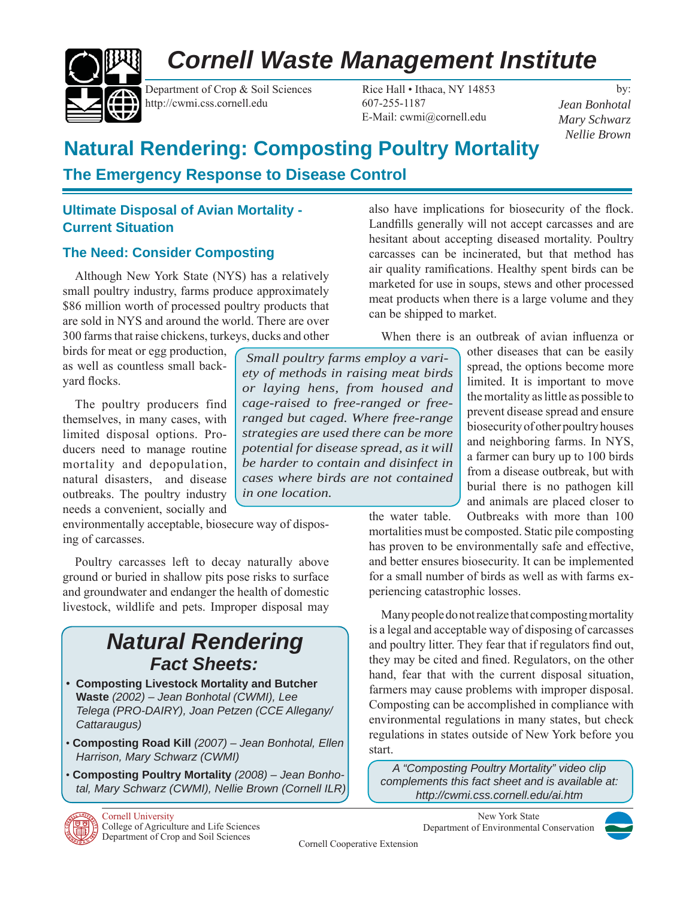# Cornell Waste Management Institute

Department of Crop & Soil Sciences
http://cwmi.css.cornell.edu

Rice Hall • Ithaca, NY 14853
607-255-1187
E-Mail: cwmi@cornell.edu

by:
*Jean Bonhotal*
*Mary Schwarz*
*Nellie Brown*

# Natural Rendering: Composting Poultry Mortality

## The Emergency Response to Disease Control

### Ultimate Disposal of Avian Mortality - Current Situation

### The Need: Consider Composting

Although New York State (NYS) has a relatively small poultry industry, farms produce approximately $86 million worth of processed poultry products that are sold in NYS and around the world. There are over 300 farms that raise chickens, turkeys, ducks and other birds for meat or egg production, as well as countless small backyard flocks.

*Small poultry farms employ a variety of methods in raising meat birds or laying hens, from housed and cage-raised to free-ranged or free-ranged but caged. Where free-range strategies are used there can be more potential for disease spread, as it will be harder to contain and disinfect in cases where birds are not contained in one location.*

The poultry producers find themselves, in many cases, with limited disposal options. Producers need to manage routine mortality and depopulation, natural disasters, and disease outbreaks. The poultry industry needs a convenient, socially and environmentally acceptable, biosecure way of disposing of carcasses.

Poultry carcasses left to decay naturally above ground or buried in shallow pits pose risks to surface and groundwater and endanger the health of domestic livestock, wildlife and pets. Improper disposal may also have implications for biosecurity of the flock. Landfills generally will not accept carcasses and are hesitant about accepting diseased mortality. Poultry carcasses can be incinerated, but that method has air quality ramifications. Healthy spent birds can be marketed for use in soups, stews and other processed meat products when there is a large volume and they can be shipped to market.

When there is an outbreak of avian influenza or other diseases that can be easily spread, the options become more limited. It is important to move the mortality as little as possible to prevent disease spread and ensure biosecurity of other poultry houses and neighboring farms. In NYS, a farmer can bury up to 100 birds from a disease outbreak, but with burial there is no pathogen kill and animals are placed closer to the water table. Outbreaks with more than 100 mortalities must be composted. Static pile composting has proven to be environmentally safe and effective, and better ensures biosecurity. It can be implemented for a small number of birds as well as with farms experiencing catastrophic losses.

Many people do not realize that composting mortality is a legal and acceptable way of disposing of carcasses and poultry litter. They fear that if regulators find out, they may be cited and fined. Regulators, on the other hand, fear that with the current disposal situation, farmers may cause problems with improper disposal. Composting can be accomplished in compliance with environmental regulations in many states, but check regulations in states outside of New York before you start.

*A "Composting Poultry Mortality" video clip complements this fact sheet and is available at: http://cwmi.css.cornell.edu/ai.htm*

## *Natural Rendering*
### *Fact Sheets:*

- **Composting Livestock Mortality and Butcher Waste** *(2002) – Jean Bonhotal (CWMI), Lee Telega (PRO-DAIRY), Joan Petzen (CCE Allegany/Cattaraugus)*
- **Composting Road Kill** *(2007) – Jean Bonhotal, Ellen Harrison, Mary Schwarz (CWMI)*
- **Composting Poultry Mortality** *(2008) – Jean Bonhotal, Mary Schwarz (CWMI), Nellie Brown (Cornell ILR)*

Cornell University
College of Agriculture and Life Sciences
Department of Crop and Soil Sciences

New York State
Department of Environmental Conservation

Cornell Cooperative Extension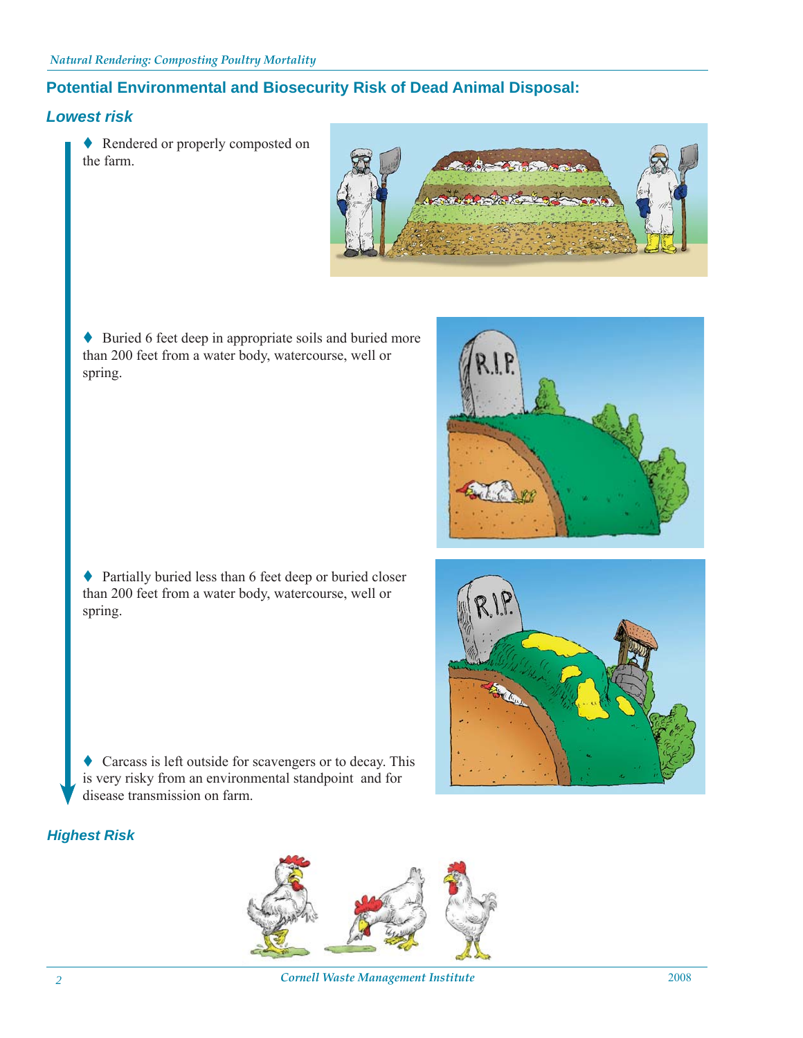## Potential Environmental and Biosecurity Risk of Dead Animal Disposal:

### *Lowest risk*

- Rendered or properly composted on the farm.

- Buried 6 feet deep in appropriate soils and buried more than 200 feet from a water body, watercourse, well or spring.

- Partially buried less than 6 feet deep or buried closer than 200 feet from a water body, watercourse, well or spring.

- Carcass is left outside for scavengers or to decay. This is very risky from an environmental standpoint and for disease transmission on farm.

### *Highest Risk*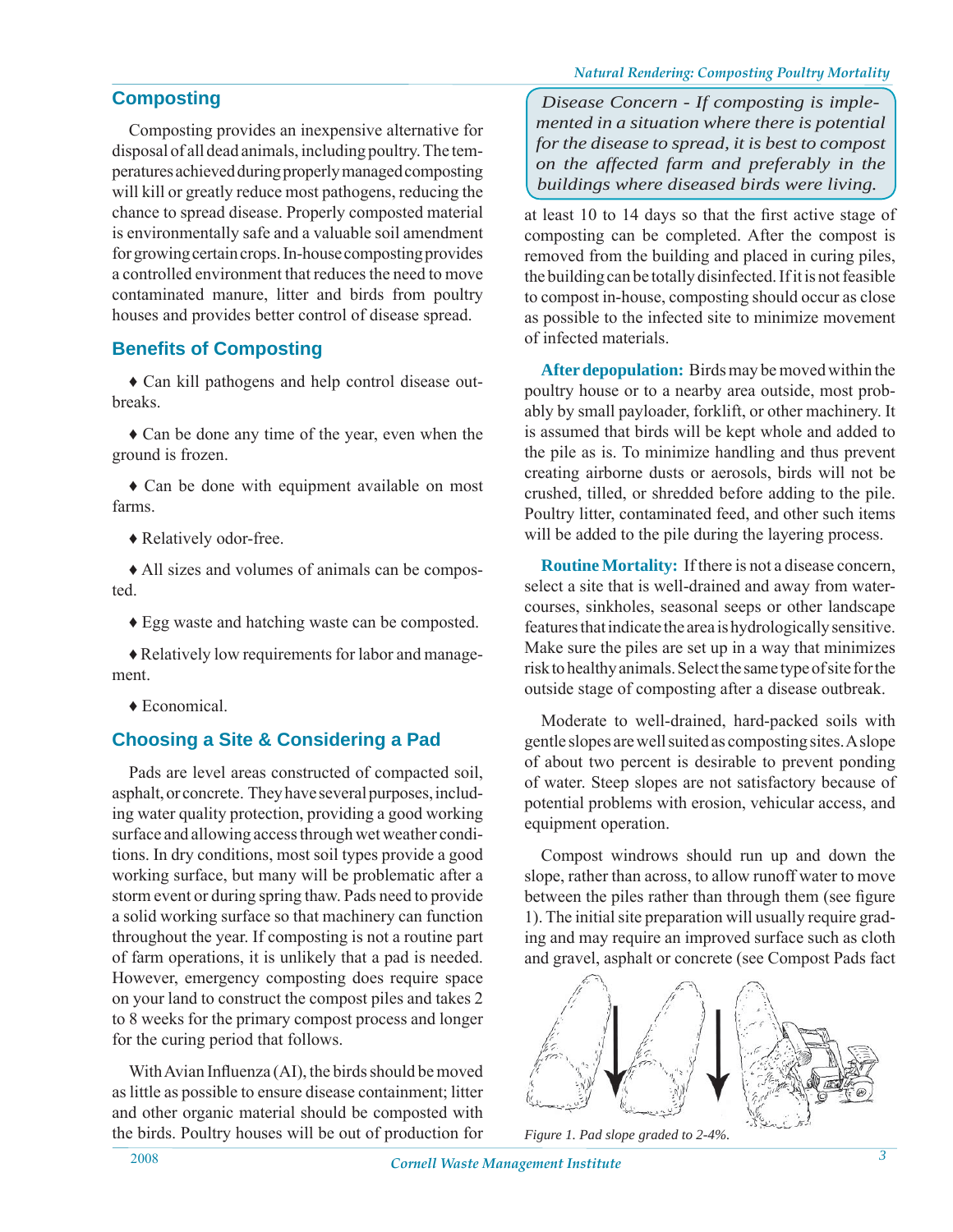## Composting

Composting provides an inexpensive alternative for disposal of all dead animals, including poultry. The temperatures achieved during properly managed composting will kill or greatly reduce most pathogens, reducing the chance to spread disease. Properly composted material is environmentally safe and a valuable soil amendment for growing certain crops. In-house composting provides a controlled environment that reduces the need to move contaminated manure, litter and birds from poultry houses and provides better control of disease spread.

## Benefits of Composting

♦ Can kill pathogens and help control disease outbreaks.

♦ Can be done any time of the year, even when the ground is frozen.

♦ Can be done with equipment available on most farms.

♦ Relatively odor-free.

♦ All sizes and volumes of animals can be composted.

♦ Egg waste and hatching waste can be composted.

♦ Relatively low requirements for labor and management.

♦ Economical.

## Choosing a Site & Considering a Pad

Pads are level areas constructed of compacted soil, asphalt, or concrete. They have several purposes, including water quality protection, providing a good working surface and allowing access through wet weather conditions. In dry conditions, most soil types provide a good working surface, but many will be problematic after a storm event or during spring thaw. Pads need to provide a solid working surface so that machinery can function throughout the year. If composting is not a routine part of farm operations, it is unlikely that a pad is needed. However, emergency composting does require space on your land to construct the compost piles and takes 2 to 8 weeks for the primary compost process and longer for the curing period that follows.

With Avian Influenza (AI), the birds should be moved as little as possible to ensure disease containment; litter and other organic material should be composted with the birds. Poultry houses will be out of production for at least 10 to 14 days so that the first active stage of composting can be completed. After the compost is removed from the building and placed in curing piles, the building can be totally disinfected. If it is not feasible to compost in-house, composting should occur as close as possible to the infected site to minimize movement of infected materials.

*Disease Concern - If composting is implemented in a situation where there is potential for the disease to spread, it is best to compost on the affected farm and preferably in the buildings where diseased birds were living.*

**After depopulation:** Birds may be moved within the poultry house or to a nearby area outside, most probably by small payloader, forklift, or other machinery. It is assumed that birds will be kept whole and added to the pile as is. To minimize handling and thus prevent creating airborne dusts or aerosols, birds will not be crushed, tilled, or shredded before adding to the pile. Poultry litter, contaminated feed, and other such items will be added to the pile during the layering process.

**Routine Mortality:** If there is not a disease concern, select a site that is well-drained and away from watercourses, sinkholes, seasonal seeps or other landscape features that indicate the area is hydrologically sensitive. Make sure the piles are set up in a way that minimizes risk to healthy animals. Select the same type of site for the outside stage of composting after a disease outbreak.

Moderate to well-drained, hard-packed soils with gentle slopes are well suited as composting sites. A slope of about two percent is desirable to prevent ponding of water. Steep slopes are not satisfactory because of potential problems with erosion, vehicular access, and equipment operation.

Compost windrows should run up and down the slope, rather than across, to allow runoff water to move between the piles rather than through them (see figure 1). The initial site preparation will usually require grading and may require an improved surface such as cloth and gravel, asphalt or concrete (see Compost Pads fact

*Figure 1. Pad slope graded to 2-4%.*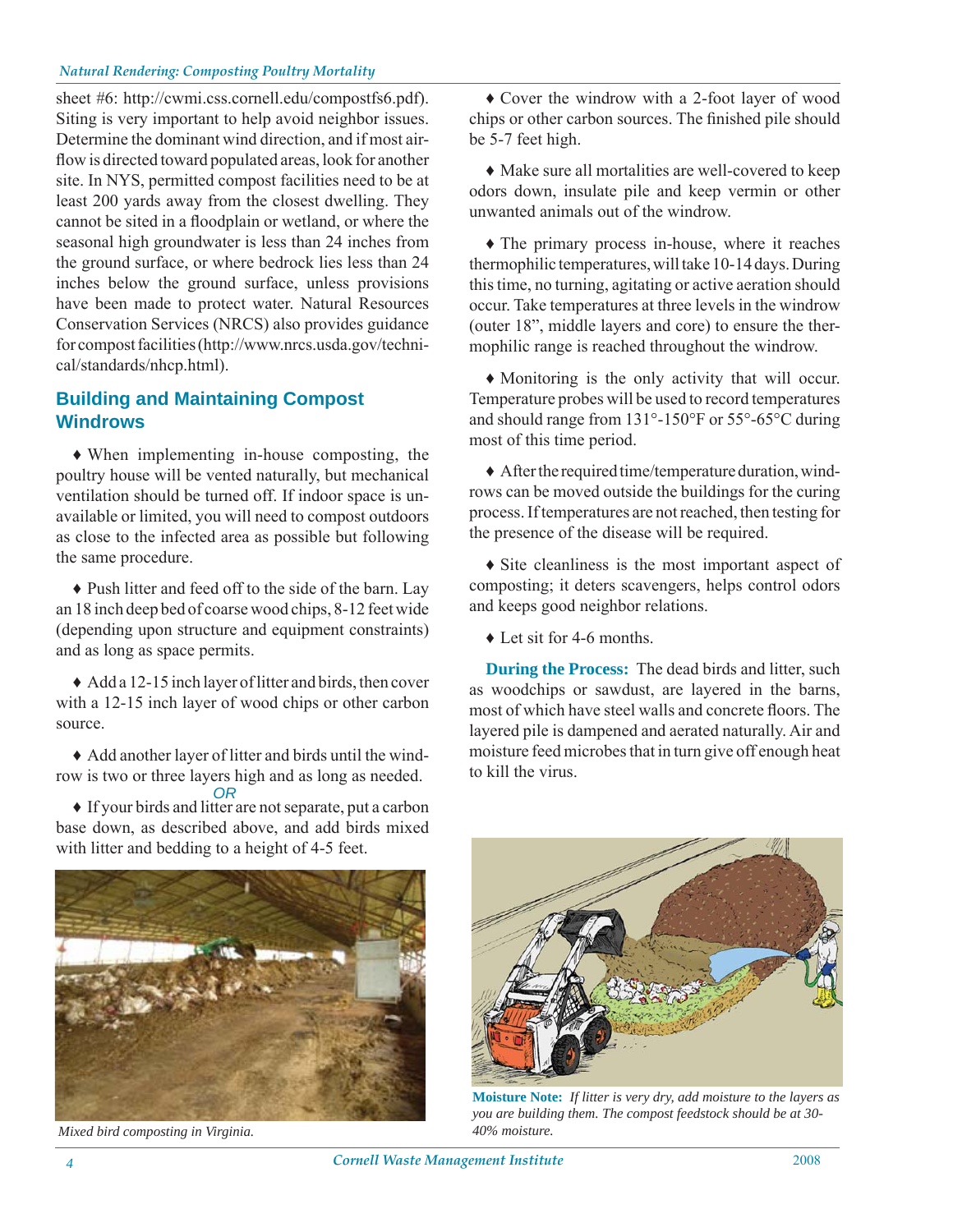sheet #6: http://cwmi.css.cornell.edu/compostfs6.pdf). Siting is very important to help avoid neighbor issues. Determine the dominant wind direction, and if most airflow is directed toward populated areas, look for another site. In NYS, permitted compost facilities need to be at least 200 yards away from the closest dwelling. They cannot be sited in a floodplain or wetland, or where the seasonal high groundwater is less than 24 inches from the ground surface, or where bedrock lies less than 24 inches below the ground surface, unless provisions have been made to protect water. Natural Resources Conservation Services (NRCS) also provides guidance for compost facilities (http://www.nrcs.usda.gov/technical/standards/nhcp.html).

## Building and Maintaining Compost Windrows

♦ When implementing in-house composting, the poultry house will be vented naturally, but mechanical ventilation should be turned off. If indoor space is unavailable or limited, you will need to compost outdoors as close to the infected area as possible but following the same procedure.

♦ Push litter and feed off to the side of the barn. Lay an 18 inch deep bed of coarse wood chips, 8-12 feet wide (depending upon structure and equipment constraints) and as long as space permits.

♦ Add a 12-15 inch layer of litter and birds, then cover with a 12-15 inch layer of wood chips or other carbon source.

♦ Add another layer of litter and birds until the windrow is two or three layers high and as long as needed.

*OR*

♦ If your birds and litter are not separate, put a carbon base down, as described above, and add birds mixed with litter and bedding to a height of 4-5 feet.

*Mixed bird composting in Virginia.*

♦ Cover the windrow with a 2-foot layer of wood chips or other carbon sources. The finished pile should be 5-7 feet high.

♦ Make sure all mortalities are well-covered to keep odors down, insulate pile and keep vermin or other unwanted animals out of the windrow.

♦ The primary process in-house, where it reaches thermophilic temperatures, will take 10-14 days. During this time, no turning, agitating or active aeration should occur. Take temperatures at three levels in the windrow (outer 18", middle layers and core) to ensure the thermophilic range is reached throughout the windrow.

♦ Monitoring is the only activity that will occur. Temperature probes will be used to record temperatures and should range from 131°-150°F or 55°-65°C during most of this time period.

♦ After the required time/temperature duration, windrows can be moved outside the buildings for the curing process. If temperatures are not reached, then testing for the presence of the disease will be required.

♦ Site cleanliness is the most important aspect of composting; it deters scavengers, helps control odors and keeps good neighbor relations.

♦ Let sit for 4-6 months.

**During the Process:** The dead birds and litter, such as woodchips or sawdust, are layered in the barns, most of which have steel walls and concrete floors. The layered pile is dampened and aerated naturally. Air and moisture feed microbes that in turn give off enough heat to kill the virus.

**Moisture Note:** *If litter is very dry, add moisture to the layers as you are building them. The compost feedstock should be at 30-40% moisture.*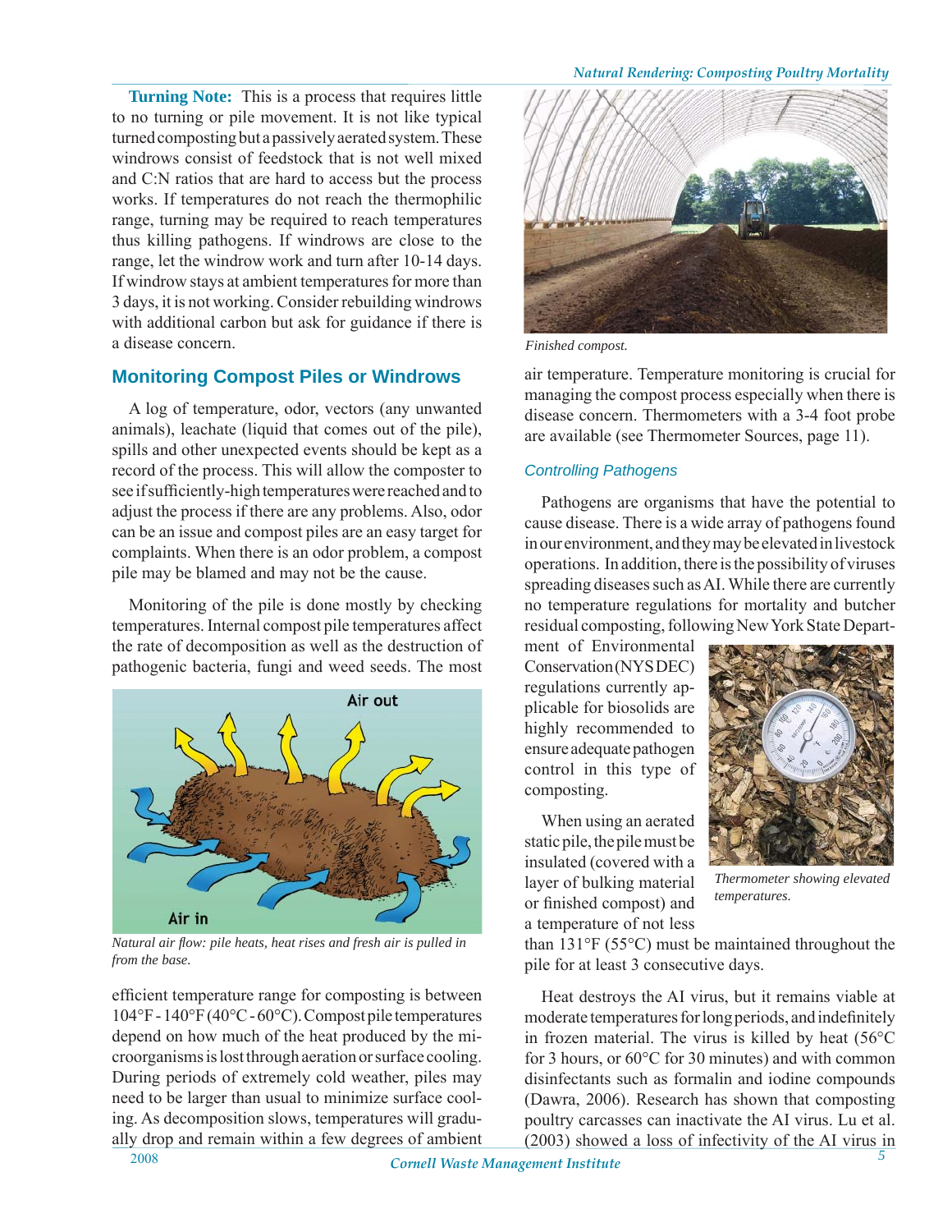**Turning Note:** This is a process that requires little to no turning or pile movement. It is not like typical turned composting but a passively aerated system. These windrows consist of feedstock that is not well mixed and C:N ratios that are hard to access but the process works. If temperatures do not reach the thermophilic range, turning may be required to reach temperatures thus killing pathogens. If windrows are close to the range, let the windrow work and turn after 10-14 days. If windrow stays at ambient temperatures for more than 3 days, it is not working. Consider rebuilding windrows with additional carbon but ask for guidance if there is a disease concern.

## Monitoring Compost Piles or Windrows

A log of temperature, odor, vectors (any unwanted animals), leachate (liquid that comes out of the pile), spills and other unexpected events should be kept as a record of the process. This will allow the composter to see if sufficiently-high temperatures were reached and to adjust the process if there are any problems. Also, odor can be an issue and compost piles are an easy target for complaints. When there is an odor problem, a compost pile may be blamed and may not be the cause.

Monitoring of the pile is done mostly by checking temperatures. Internal compost pile temperatures affect the rate of decomposition as well as the destruction of pathogenic bacteria, fungi and weed seeds. The most efficient temperature range for composting is between 104°F - 140°F (40°C - 60°C). Compost pile temperatures depend on how much of the heat produced by the microorganisms is lost through aeration or surface cooling. During periods of extremely cold weather, piles may need to be larger than usual to minimize surface cooling. As decomposition slows, temperatures will gradually drop and remain within a few degrees of ambient air temperature. Temperature monitoring is crucial for managing the compost process especially when there is disease concern. Thermometers with a 3-4 foot probe are available (see Thermometer Sources, page 11).

*Natural air flow: pile heats, heat rises and fresh air is pulled in from the base.*

*Finished compost.*

### Controlling Pathogens

Pathogens are organisms that have the potential to cause disease. There is a wide array of pathogens found in our environment, and they may be elevated in livestock operations. In addition, there is the possibility of viruses spreading diseases such as AI. While there are currently no temperature regulations for mortality and butcher residual composting, following New York State Department of Environmental Conservation (NYS DEC) regulations currently applicable for biosolids are highly recommended to ensure adequate pathogen control in this type of composting.

When using an aerated static pile, the pile must be insulated (covered with a layer of bulking material or finished compost) and a temperature of not less than 131°F (55°C) must be maintained throughout the pile for at least 3 consecutive days.

*Thermometer showing elevated temperatures.*

Heat destroys the AI virus, but it remains viable at moderate temperatures for long periods, and indefinitely in frozen material. The virus is killed by heat (56°C for 3 hours, or 60°C for 30 minutes) and with common disinfectants such as formalin and iodine compounds (Dawra, 2006). Research has shown that composting poultry carcasses can inactivate the AI virus. Lu et al. (2003) showed a loss of infectivity of the AI virus in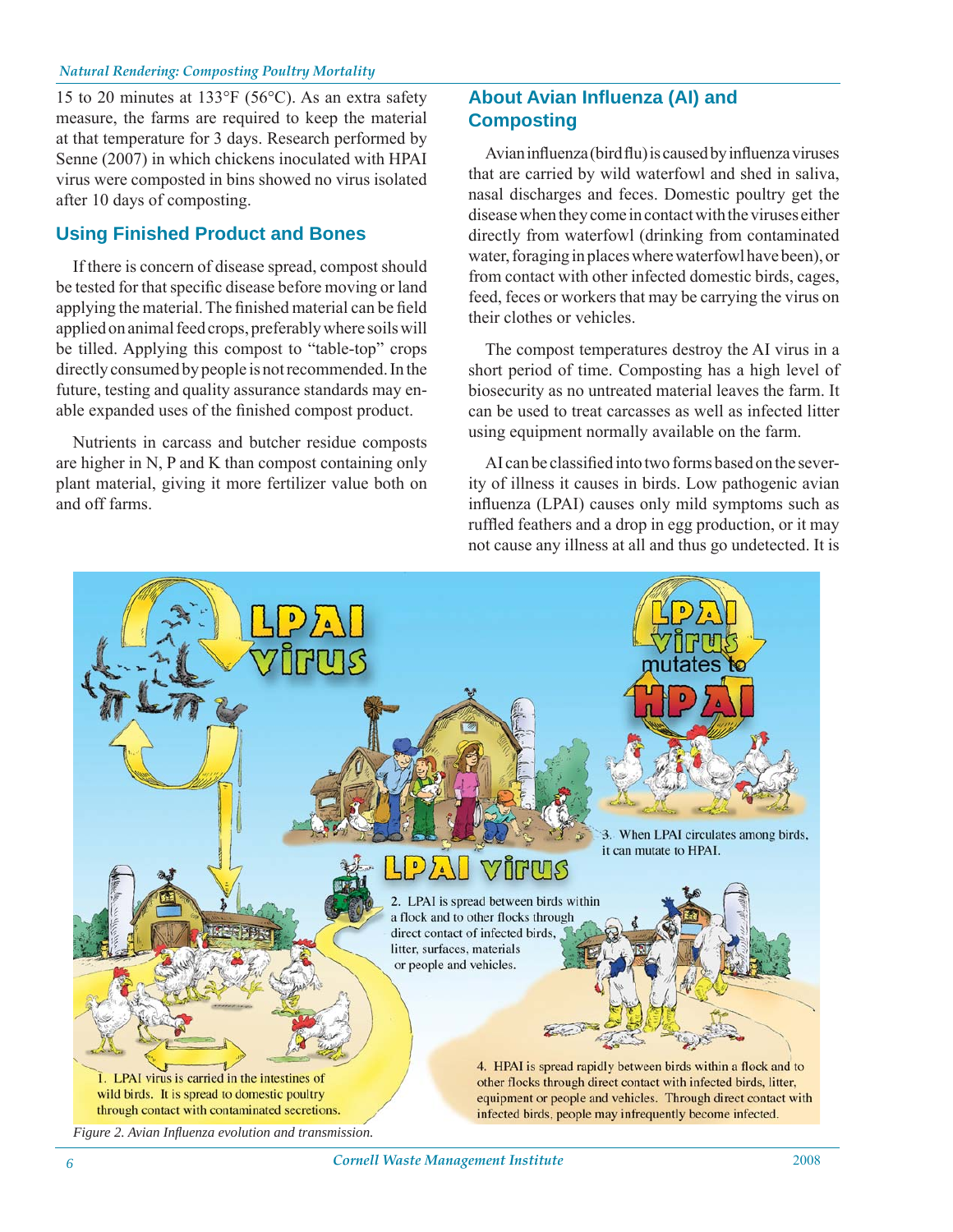15 to 20 minutes at 133°F (56°C). As an extra safety measure, the farms are required to keep the material at that temperature for 3 days. Research performed by Senne (2007) in which chickens inoculated with HPAI virus were composted in bins showed no virus isolated after 10 days of composting.

## Using Finished Product and Bones

If there is concern of disease spread, compost should be tested for that specific disease before moving or land applying the material. The finished material can be field applied on animal feed crops, preferably where soils will be tilled. Applying this compost to "table-top" crops directly consumed by people is not recommended. In the future, testing and quality assurance standards may enable expanded uses of the finished compost product.

Nutrients in carcass and butcher residue composts are higher in N, P and K than compost containing only plant material, giving it more fertilizer value both on and off farms.

## About Avian Influenza (AI) and Composting

Avian influenza (bird flu) is caused by influenza viruses that are carried by wild waterfowl and shed in saliva, nasal discharges and feces. Domestic poultry get the disease when they come in contact with the viruses either directly from waterfowl (drinking from contaminated water, foraging in places where waterfowl have been), or from contact with other infected domestic birds, cages, feed, feces or workers that may be carrying the virus on their clothes or vehicles.

The compost temperatures destroy the AI virus in a short period of time. Composting has a high level of biosecurity as no untreated material leaves the farm. It can be used to treat carcasses as well as infected litter using equipment normally available on the farm.

AI can be classified into two forms based on the severity of illness it causes in birds. Low pathogenic avian influenza (LPAI) causes only mild symptoms such as ruffled feathers and a drop in egg production, or it may not cause any illness at all and thus go undetected. It is

*Figure 2. Avian Influenza evolution and transmission.*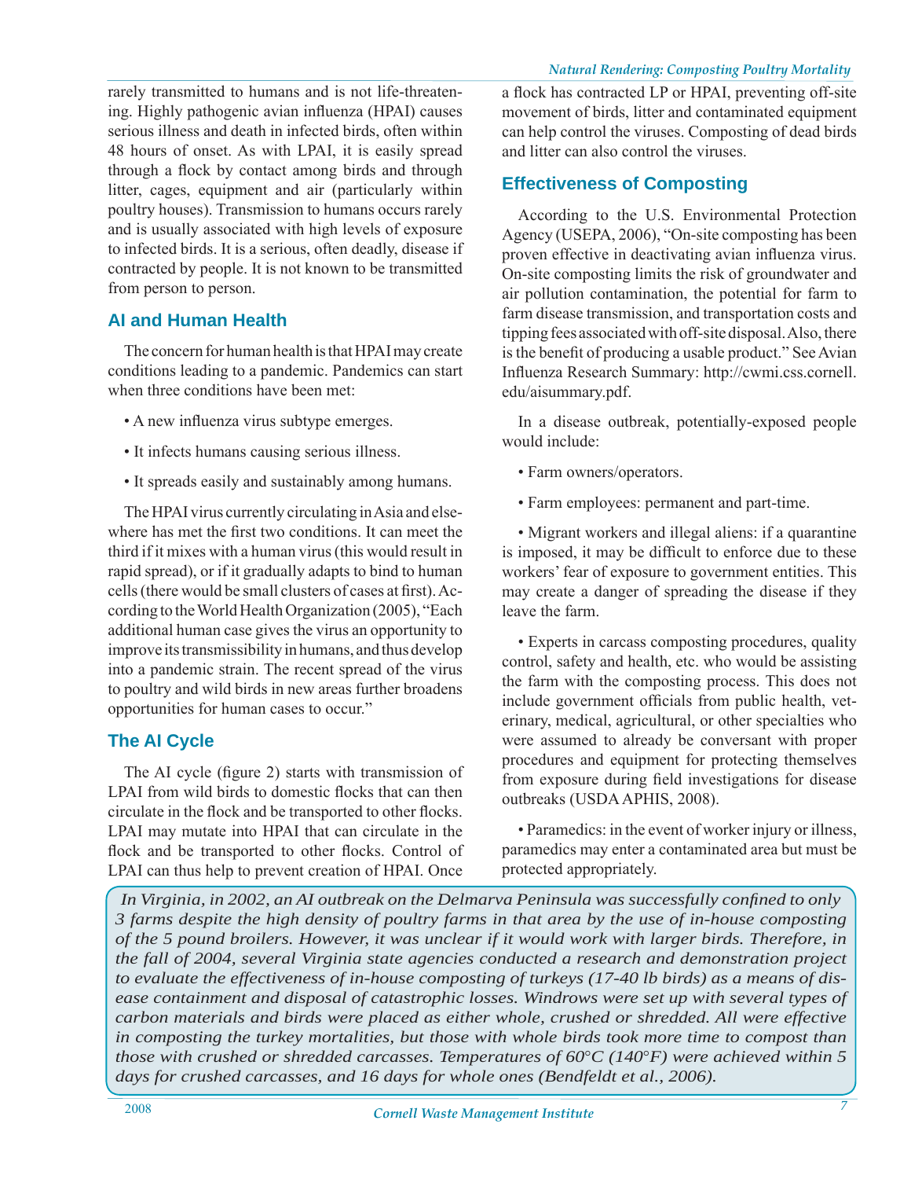rarely transmitted to humans and is not life-threatening. Highly pathogenic avian influenza (HPAI) causes serious illness and death in infected birds, often within 48 hours of onset. As with LPAI, it is easily spread through a flock by contact among birds and through litter, cages, equipment and air (particularly within poultry houses). Transmission to humans occurs rarely and is usually associated with high levels of exposure to infected birds. It is a serious, often deadly, disease if contracted by people. It is not known to be transmitted from person to person.

## AI and Human Health

The concern for human health is that HPAI may create conditions leading to a pandemic. Pandemics can start when three conditions have been met:

- A new influenza virus subtype emerges.
- It infects humans causing serious illness.
- It spreads easily and sustainably among humans.

The HPAI virus currently circulating in Asia and elsewhere has met the first two conditions. It can meet the third if it mixes with a human virus (this would result in rapid spread), or if it gradually adapts to bind to human cells (there would be small clusters of cases at first). According to the World Health Organization (2005), "Each additional human case gives the virus an opportunity to improve its transmissibility in humans, and thus develop into a pandemic strain. The recent spread of the virus to poultry and wild birds in new areas further broadens opportunities for human cases to occur."

## The AI Cycle

The AI cycle (figure 2) starts with transmission of LPAI from wild birds to domestic flocks that can then circulate in the flock and be transported to other flocks. LPAI may mutate into HPAI that can circulate in the flock and be transported to other flocks. Control of LPAI can thus help to prevent creation of HPAI. Once a flock has contracted LP or HPAI, preventing off-site movement of birds, litter and contaminated equipment can help control the viruses. Composting of dead birds and litter can also control the viruses.

## Effectiveness of Composting

According to the U.S. Environmental Protection Agency (USEPA, 2006), "On-site composting has been proven effective in deactivating avian influenza virus. On-site composting limits the risk of groundwater and air pollution contamination, the potential for farm to farm disease transmission, and transportation costs and tipping fees associated with off-site disposal. Also, there is the benefit of producing a usable product." See Avian Influenza Research Summary: http://cwmi.css.cornell.edu/aisummary.pdf.

In a disease outbreak, potentially-exposed people would include:

- Farm owners/operators.
- Farm employees: permanent and part-time.
- Migrant workers and illegal aliens: if a quarantine is imposed, it may be difficult to enforce due to these workers' fear of exposure to government entities. This may create a danger of spreading the disease if they leave the farm.
- Experts in carcass composting procedures, quality control, safety and health, etc. who would be assisting the farm with the composting process. This does not include government officials from public health, veterinary, medical, agricultural, or other specialties who were assumed to already be conversant with proper procedures and equipment for protecting themselves from exposure during field investigations for disease outbreaks (USDA APHIS, 2008).
- Paramedics: in the event of worker injury or illness, paramedics may enter a contaminated area but must be protected appropriately.

*In Virginia, in 2002, an AI outbreak on the Delmarva Peninsula was successfully confined to only 3 farms despite the high density of poultry farms in that area by the use of in-house composting of the 5 pound broilers. However, it was unclear if it would work with larger birds. Therefore, in the fall of 2004, several Virginia state agencies conducted a research and demonstration project to evaluate the effectiveness of in-house composting of turkeys (17-40 lb birds) as a means of disease containment and disposal of catastrophic losses. Windrows were set up with several types of carbon materials and birds were placed as either whole, crushed or shredded. All were effective in composting the turkey mortalities, but those with whole birds took more time to compost than those with crushed or shredded carcasses. Temperatures of 60°C (140°F) were achieved within 5 days for crushed carcasses, and 16 days for whole ones (Bendfeldt et al., 2006).*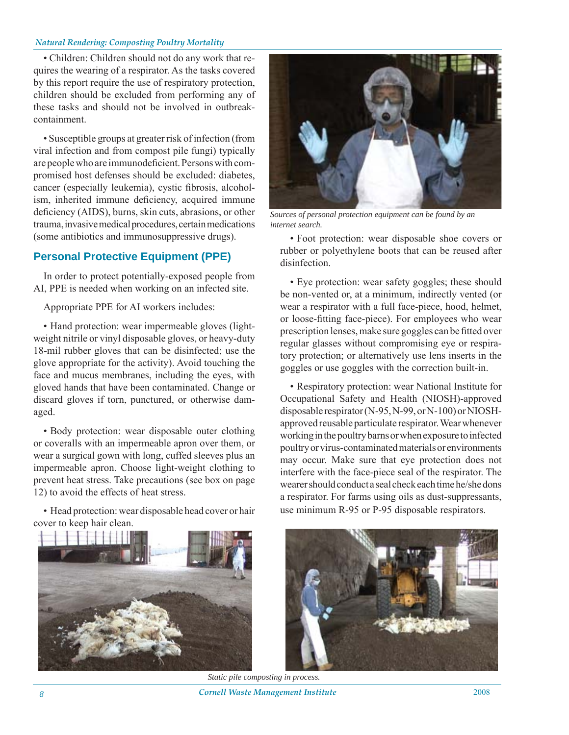• Children: Children should not do any work that requires the wearing of a respirator. As the tasks covered by this report require the use of respiratory protection, children should be excluded from performing any of these tasks and should not be involved in outbreak-containment.

• Susceptible groups at greater risk of infection (from viral infection and from compost pile fungi) typically are people who are immunodeficient. Persons with compromised host defenses should be excluded: diabetes, cancer (especially leukemia), cystic fibrosis, alcoholism, inherited immune deficiency, acquired immune deficiency (AIDS), burns, skin cuts, abrasions, or other trauma, invasive medical procedures, certain medications (some antibiotics and immunosuppressive drugs).

## Personal Protective Equipment (PPE)

In order to protect potentially-exposed people from AI, PPE is needed when working on an infected site.

Appropriate PPE for AI workers includes:

• Hand protection: wear impermeable gloves (light-weight nitrile or vinyl disposable gloves, or heavy-duty 18-mil rubber gloves that can be disinfected; use the glove appropriate for the activity). Avoid touching the face and mucus membranes, including the eyes, with gloved hands that have been contaminated. Change or discard gloves if torn, punctured, or otherwise damaged.

• Body protection: wear disposable outer clothing or coveralls with an impermeable apron over them, or wear a surgical gown with long, cuffed sleeves plus an impermeable apron. Choose light-weight clothing to prevent heat stress. Take precautions (see box on page 12) to avoid the effects of heat stress.

• Head protection: wear disposable head cover or hair cover to keep hair clean.

*Sources of personal protection equipment can be found by an internet search.*

• Foot protection: wear disposable shoe covers or rubber or polyethylene boots that can be reused after disinfection.

• Eye protection: wear safety goggles; these should be non-vented or, at a minimum, indirectly vented (or wear a respirator with a full face-piece, hood, helmet, or loose-fitting face-piece). For employees who wear prescription lenses, make sure goggles can be fitted over regular glasses without compromising eye or respiratory protection; or alternatively use lens inserts in the goggles or use goggles with the correction built-in.

• Respiratory protection: wear National Institute for Occupational Safety and Health (NIOSH)-approved disposable respirator (N-95, N-99, or N-100) or NIOSH-approved reusable particulate respirator. Wear whenever working in the poultry barns or when exposure to infected poultry or virus-contaminated materials or environments may occur. Make sure that eye protection does not interfere with the face-piece seal of the respirator. The wearer should conduct a seal check each time he/she dons a respirator. For farms using oils as dust-suppressants, use minimum R-95 or P-95 disposable respirators.

*Static pile composting in process.*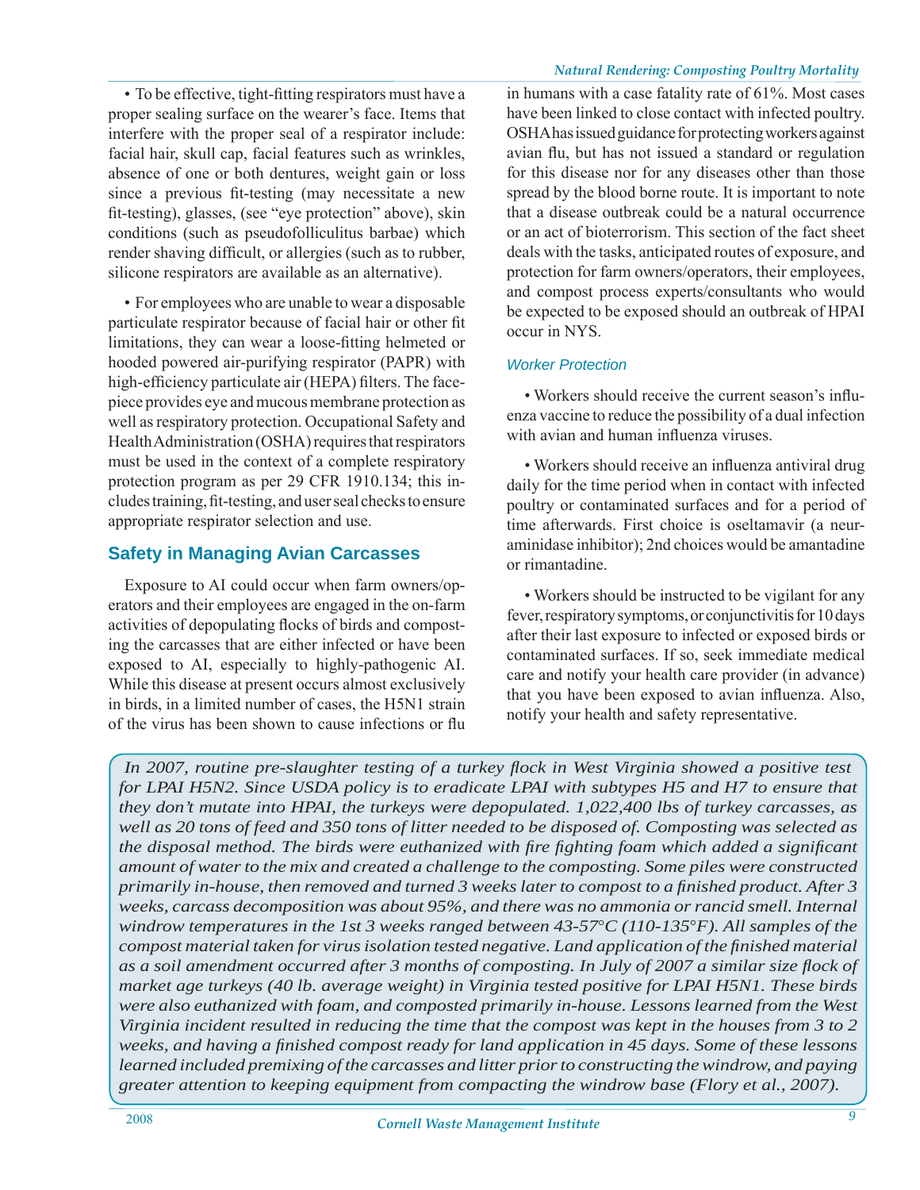• To be effective, tight-fitting respirators must have a proper sealing surface on the wearer's face. Items that interfere with the proper seal of a respirator include: facial hair, skull cap, facial features such as wrinkles, absence of one or both dentures, weight gain or loss since a previous fit-testing (may necessitate a new fit-testing), glasses, (see "eye protection" above), skin conditions (such as pseudofolliculitus barbae) which render shaving difficult, or allergies (such as to rubber, silicone respirators are available as an alternative).

• For employees who are unable to wear a disposable particulate respirator because of facial hair or other fit limitations, they can wear a loose-fitting helmeted or hooded powered air-purifying respirator (PAPR) with high-efficiency particulate air (HEPA) filters. The face-piece provides eye and mucous membrane protection as well as respiratory protection. Occupational Safety and Health Administration (OSHA) requires that respirators must be used in the context of a complete respiratory protection program as per 29 CFR 1910.134; this includes training, fit-testing, and user seal checks to ensure appropriate respirator selection and use.

## Safety in Managing Avian Carcasses

Exposure to AI could occur when farm owners/operators and their employees are engaged in the on-farm activities of depopulating flocks of birds and composting the carcasses that are either infected or have been exposed to AI, especially to highly-pathogenic AI. While this disease at present occurs almost exclusively in birds, in a limited number of cases, the H5N1 strain of the virus has been shown to cause infections or flu in humans with a case fatality rate of 61%. Most cases have been linked to close contact with infected poultry. OSHA has issued guidance for protecting workers against avian flu, but has not issued a standard or regulation for this disease nor for any diseases other than those spread by the blood borne route. It is important to note that a disease outbreak could be a natural occurrence or an act of bioterrorism. This section of the fact sheet deals with the tasks, anticipated routes of exposure, and protection for farm owners/operators, their employees, and compost process experts/consultants who would be expected to be exposed should an outbreak of HPAI occur in NYS.

### *Worker Protection*

• Workers should receive the current season's influenza vaccine to reduce the possibility of a dual infection with avian and human influenza viruses.

• Workers should receive an influenza antiviral drug daily for the time period when in contact with infected poultry or contaminated surfaces and for a period of time afterwards. First choice is oseltamavir (a neuraminidase inhibitor); 2nd choices would be amantadine or rimantadine.

• Workers should be instructed to be vigilant for any fever, respiratory symptoms, or conjunctivitis for 10 days after their last exposure to infected or exposed birds or contaminated surfaces. If so, seek immediate medical care and notify your health care provider (in advance) that you have been exposed to avian influenza. Also, notify your health and safety representative.

*In 2007, routine pre-slaughter testing of a turkey flock in West Virginia showed a positive test for LPAI H5N2. Since USDA policy is to eradicate LPAI with subtypes H5 and H7 to ensure that they don't mutate into HPAI, the turkeys were depopulated. 1,022,400 lbs of turkey carcasses, as well as 20 tons of feed and 350 tons of litter needed to be disposed of. Composting was selected as the disposal method. The birds were euthanized with fire fighting foam which added a significant amount of water to the mix and created a challenge to the composting. Some piles were constructed primarily in-house, then removed and turned 3 weeks later to compost to a finished product. After 3 weeks, carcass decomposition was about 95%, and there was no ammonia or rancid smell. Internal windrow temperatures in the 1st 3 weeks ranged between 43-57°C (110-135°F). All samples of the compost material taken for virus isolation tested negative. Land application of the finished material as a soil amendment occurred after 3 months of composting. In July of 2007 a similar size flock of market age turkeys (40 lb. average weight) in Virginia tested positive for LPAI H5N1. These birds were also euthanized with foam, and composted primarily in-house. Lessons learned from the West Virginia incident resulted in reducing the time that the compost was kept in the houses from 3 to 2 weeks, and having a finished compost ready for land application in 45 days. Some of these lessons learned included premixing of the carcasses and litter prior to constructing the windrow, and paying greater attention to keeping equipment from compacting the windrow base (Flory et al., 2007).*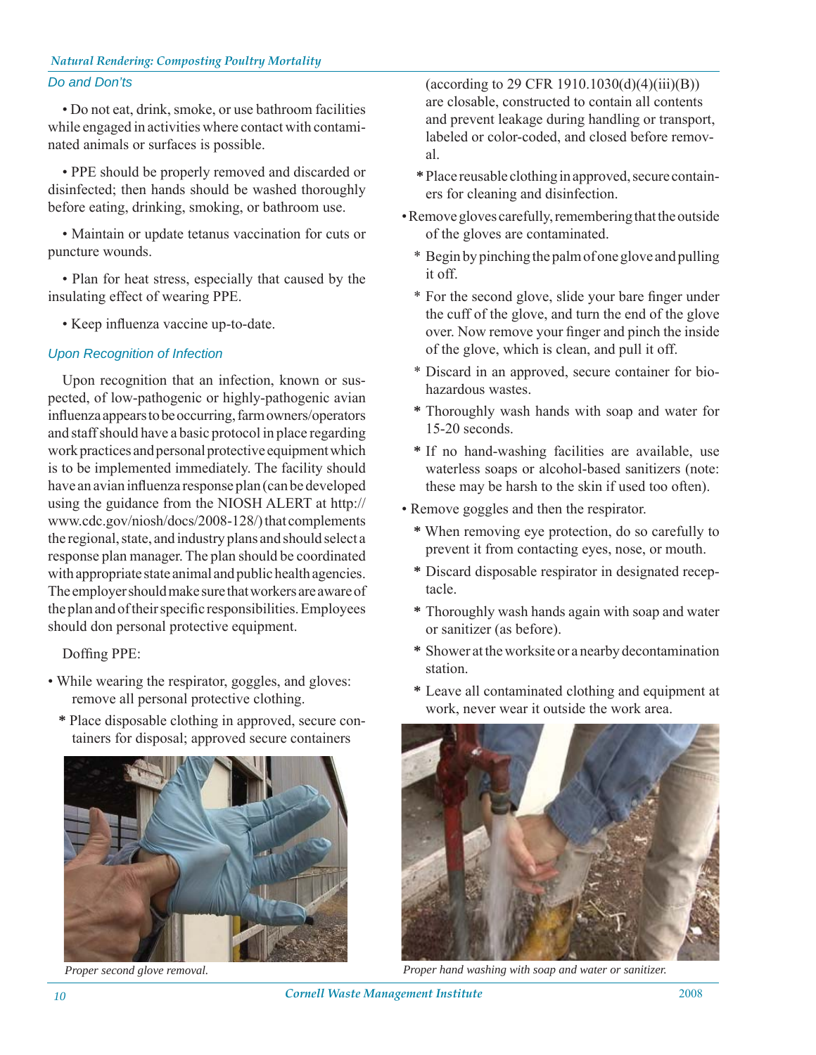### Do and Don'ts

• Do not eat, drink, smoke, or use bathroom facilities while engaged in activities where contact with contaminated animals or surfaces is possible.

• PPE should be properly removed and discarded or disinfected; then hands should be washed thoroughly before eating, drinking, smoking, or bathroom use.

• Maintain or update tetanus vaccination for cuts or puncture wounds.

• Plan for heat stress, especially that caused by the insulating effect of wearing PPE.

• Keep influenza vaccine up-to-date.

### Upon Recognition of Infection

Upon recognition that an infection, known or suspected, of low-pathogenic or highly-pathogenic avian influenza appears to be occurring, farm owners/operators and staff should have a basic protocol in place regarding work practices and personal protective equipment which is to be implemented immediately. The facility should have an avian influenza response plan (can be developed using the guidance from the NIOSH ALERT at http://www.cdc.gov/niosh/docs/2008-128/) that complements the regional, state, and industry plans and should select a response plan manager. The plan should be coordinated with appropriate state animal and public health agencies. The employer should make sure that workers are aware of the plan and of their specific responsibilities. Employees should don personal protective equipment.

Doffing PPE:

• While wearing the respirator, goggles, and gloves: remove all personal protective clothing.
  * Place disposable clothing in approved, secure containers for disposal; approved secure containers (according to 29 CFR 1910.1030(d)(4)(iii)(B)) are closable, constructed to contain all contents and prevent leakage during handling or transport, labeled or color-coded, and closed before removal.
  * Place reusable clothing in approved, secure containers for cleaning and disinfection.

• Remove gloves carefully, remembering that the outside of the gloves are contaminated.
  * Begin by pinching the palm of one glove and pulling it off.
  * For the second glove, slide your bare finger under the cuff of the glove, and turn the end of the glove over. Now remove your finger and pinch the inside of the glove, which is clean, and pull it off.
  * Discard in an approved, secure container for biohazardous wastes.
  * Thoroughly wash hands with soap and water for 15-20 seconds.
  * If no hand-washing facilities are available, use waterless soaps or alcohol-based sanitizers (note: these may be harsh to the skin if used too often).

• Remove goggles and then the respirator.
  * When removing eye protection, do so carefully to prevent it from contacting eyes, nose, or mouth.
  * Discard disposable respirator in designated receptacle.
  * Thoroughly wash hands again with soap and water or sanitizer (as before).
  * Shower at the worksite or a nearby decontamination station.
  * Leave all contaminated clothing and equipment at work, never wear it outside the work area.

*Proper second glove removal.*

*Proper hand washing with soap and water or sanitizer.*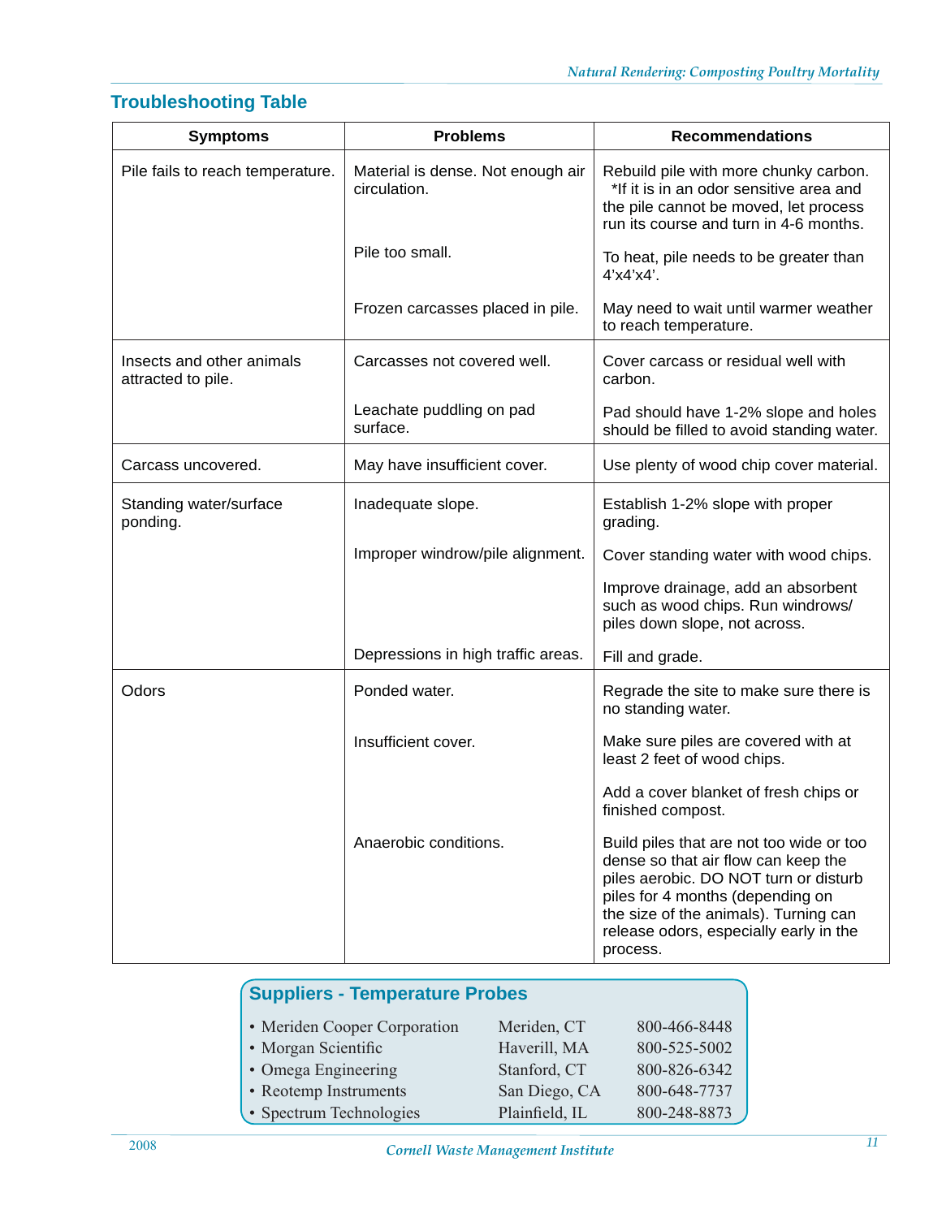## Troubleshooting Table

| Symptoms | Problems | Recommendations |
|---|---|---|
| Pile fails to reach temperature. | Material is dense. Not enough air circulation. | Rebuild pile with more chunky carbon. *If it is in an odor sensitive area and the pile cannot be moved, let process run its course and turn in 4-6 months. |
| | Pile too small. | To heat, pile needs to be greater than 4'x4'x4'. |
| | Frozen carcasses placed in pile. | May need to wait until warmer weather to reach temperature. |
| Insects and other animals attracted to pile. | Carcasses not covered well. | Cover carcass or residual well with carbon. |
| | Leachate puddling on pad surface. | Pad should have 1-2% slope and holes should be filled to avoid standing water. |
| Carcass uncovered. | May have insufficient cover. | Use plenty of wood chip cover material. |
| Standing water/surface ponding. | Inadequate slope. | Establish 1-2% slope with proper grading. |
| | Improper windrow/pile alignment. | Cover standing water with wood chips. |
| | | Improve drainage, add an absorbent such as wood chips. Run windrows/ piles down slope, not across. |
| | Depressions in high traffic areas. | Fill and grade. |
| Odors | Ponded water. | Regrade the site to make sure there is no standing water. |
| | Insufficient cover. | Make sure piles are covered with at least 2 feet of wood chips. |
| | | Add a cover blanket of fresh chips or finished compost. |
| | Anaerobic conditions. | Build piles that are not too wide or too dense so that air flow can keep the piles aerobic. DO NOT turn or disturb piles for 4 months (depending on the size of the animals). Turning can release odors, especially early in the process. |

### Suppliers - Temperature Probes

- Meriden Cooper Corporation — Meriden, CT — 800-466-8448
- Morgan Scientific — Haverill, MA — 800-525-5002
- Omega Engineering — Stanford, CT — 800-826-6342
- Reotemp Instruments — San Diego, CA — 800-648-7737
- Spectrum Technologies — Plainfield, IL — 800-248-8873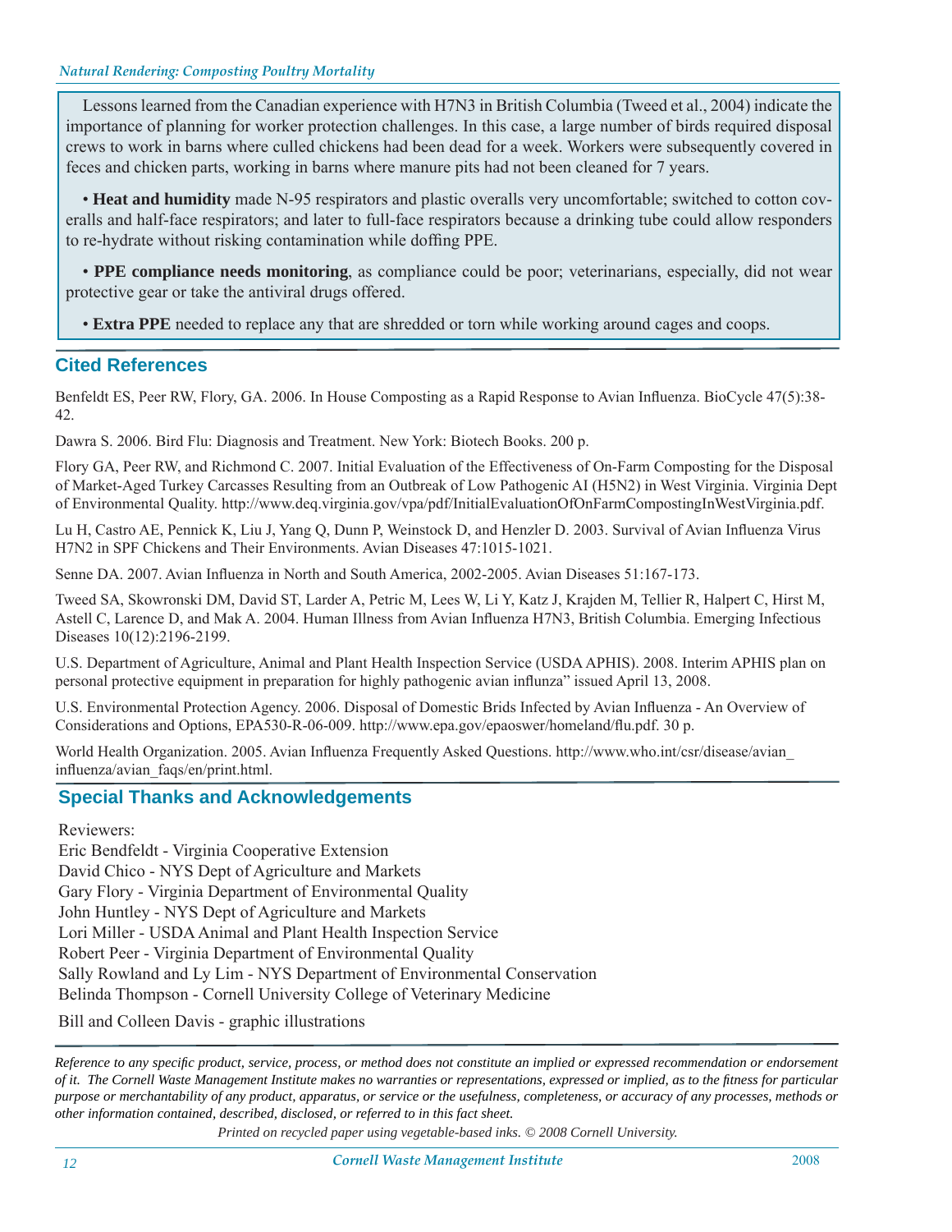Lessons learned from the Canadian experience with H7N3 in British Columbia (Tweed et al., 2004) indicate the importance of planning for worker protection challenges. In this case, a large number of birds required disposal crews to work in barns where culled chickens had been dead for a week. Workers were subsequently covered in feces and chicken parts, working in barns where manure pits had not been cleaned for 7 years.

- **Heat and humidity** made N-95 respirators and plastic overalls very uncomfortable; switched to cotton coveralls and half-face respirators; and later to full-face respirators because a drinking tube could allow responders to re-hydrate without risking contamination while doffing PPE.
- **PPE compliance needs monitoring**, as compliance could be poor; veterinarians, especially, did not wear protective gear or take the antiviral drugs offered.
- **Extra PPE** needed to replace any that are shredded or torn while working around cages and coops.

## Cited References

Benfeldt ES, Peer RW, Flory, GA. 2006. In House Composting as a Rapid Response to Avian Influenza. BioCycle 47(5):38-42.

Dawra S. 2006. Bird Flu: Diagnosis and Treatment. New York: Biotech Books. 200 p.

Flory GA, Peer RW, and Richmond C. 2007. Initial Evaluation of the Effectiveness of On-Farm Composting for the Disposal of Market-Aged Turkey Carcasses Resulting from an Outbreak of Low Pathogenic AI (H5N2) in West Virginia. Virginia Dept of Environmental Quality. http://www.deq.virginia.gov/vpa/pdf/InitialEvaluationOfOnFarmCompostingInWestVirginia.pdf.

Lu H, Castro AE, Pennick K, Liu J, Yang Q, Dunn P, Weinstock D, and Henzler D. 2003. Survival of Avian Influenza Virus H7N2 in SPF Chickens and Their Environments. Avian Diseases 47:1015-1021.

Senne DA. 2007. Avian Influenza in North and South America, 2002-2005. Avian Diseases 51:167-173.

Tweed SA, Skowronski DM, David ST, Larder A, Petric M, Lees W, Li Y, Katz J, Krajden M, Tellier R, Halpert C, Hirst M, Astell C, Larence D, and Mak A. 2004. Human Illness from Avian Influenza H7N3, British Columbia. Emerging Infectious Diseases 10(12):2196-2199.

U.S. Department of Agriculture, Animal and Plant Health Inspection Service (USDA APHIS). 2008. Interim APHIS plan on personal protective equipment in preparation for highly pathogenic avian influnza" issued April 13, 2008.

U.S. Environmental Protection Agency. 2006. Disposal of Domestic Brids Infected by Avian Influenza - An Overview of Considerations and Options, EPA530-R-06-009. http://www.epa.gov/epaoswer/homeland/flu.pdf. 30 p.

World Health Organization. 2005. Avian Influenza Frequently Asked Questions. http://www.who.int/csr/disease/avian_influenza/avian_faqs/en/print.html.

## Special Thanks and Acknowledgements

Reviewers:
Eric Bendfeldt - Virginia Cooperative Extension
David Chico - NYS Dept of Agriculture and Markets
Gary Flory - Virginia Department of Environmental Quality
John Huntley - NYS Dept of Agriculture and Markets
Lori Miller - USDA Animal and Plant Health Inspection Service
Robert Peer - Virginia Department of Environmental Quality
Sally Rowland and Ly Lim - NYS Department of Environmental Conservation
Belinda Thompson - Cornell University College of Veterinary Medicine

Bill and Colleen Davis - graphic illustrations

*Reference to any specific product, service, process, or method does not constitute an implied or expressed recommendation or endorsement of it. The Cornell Waste Management Institute makes no warranties or representations, expressed or implied, as to the fitness for particular purpose or merchantability of any product, apparatus, or service or the usefulness, completeness, or accuracy of any processes, methods or other information contained, described, disclosed, or referred to in this fact sheet.*

*Printed on recycled paper using vegetable-based inks. © 2008 Cornell University.*